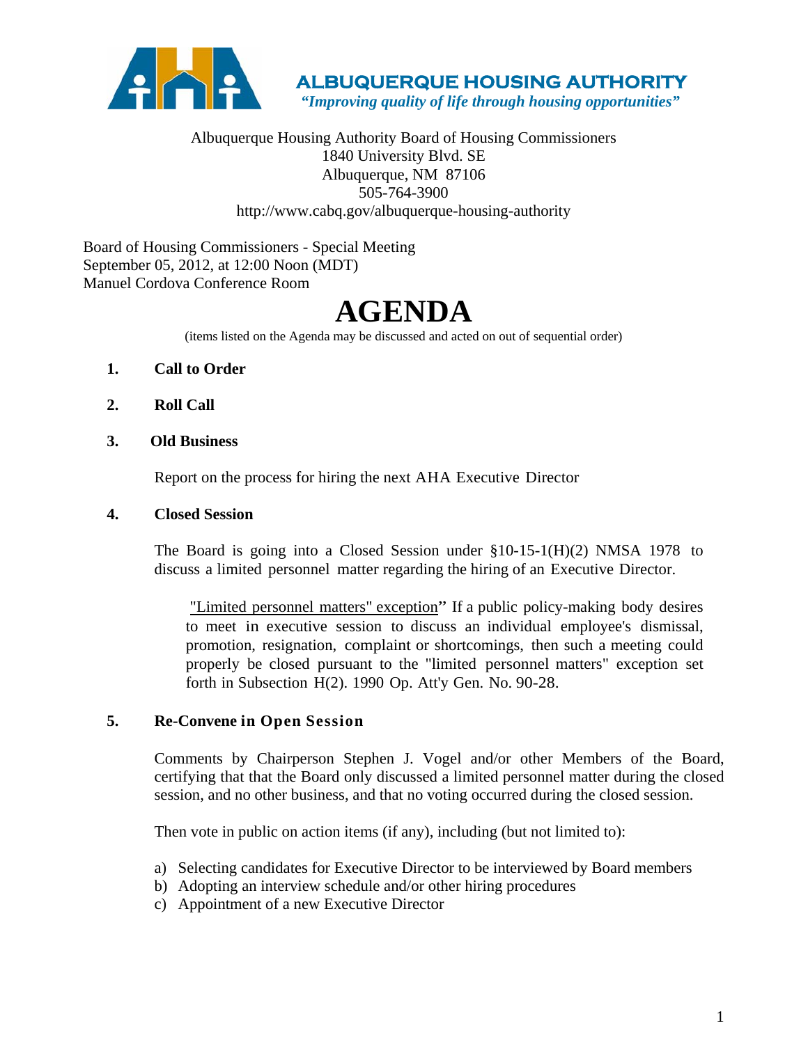**ALBUQUERQUE HOUSING AUTHORITY**
*"Improving quality of life through housing opportunities"*

Albuquerque Housing Authority Board of Housing Commissioners
1840 University Blvd. SE
Albuquerque, NM 87106
505-764-3900
http://www.cabq.gov/albuquerque-housing-authority

Board of Housing Commissioners - Special Meeting
September 05, 2012, at 12:00 Noon (MDT)
Manuel Cordova Conference Room

# AGENDA

(items listed on the Agenda may be discussed and acted on out of sequential order)

1. **Call to Order**

2. **Roll Call**

3. **Old Business**

   Report on the process for hiring the next AHA Executive Director

4. **Closed Session**

   The Board is going into a Closed Session under §10-15-1(H)(2) NMSA 1978 to discuss a limited personnel matter regarding the hiring of an Executive Director.

   > "Limited personnel matters" exception" If a public policy-making body desires to meet in executive session to discuss an individual employee's dismissal, promotion, resignation, complaint or shortcomings, then such a meeting could properly be closed pursuant to the "limited personnel matters" exception set forth in Subsection H(2). 1990 Op. Att'y Gen. No. 90-28.

5. **Re-Convene in Open Session**

   Comments by Chairperson Stephen J. Vogel and/or other Members of the Board, certifying that that the Board only discussed a limited personnel matter during the closed session, and no other business, and that no voting occurred during the closed session.

   Then vote in public on action items (if any), including (but not limited to):

   a) Selecting candidates for Executive Director to be interviewed by Board members
   b) Adopting an interview schedule and/or other hiring procedures
   c) Appointment of a new Executive Director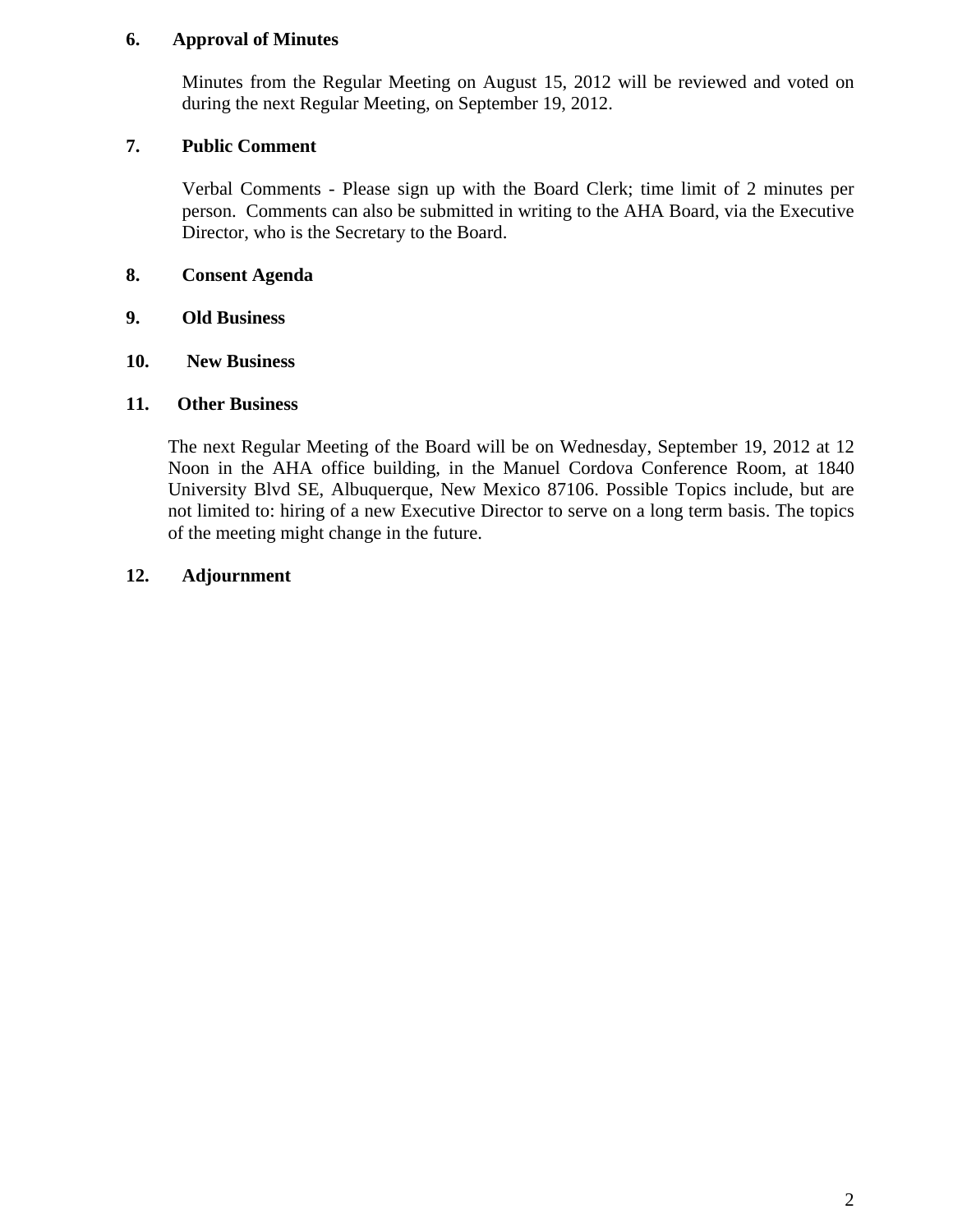**6. Approval of Minutes**

Minutes from the Regular Meeting on August 15, 2012 will be reviewed and voted on during the next Regular Meeting, on September 19, 2012.

**7. Public Comment**

Verbal Comments - Please sign up with the Board Clerk; time limit of 2 minutes per person. Comments can also be submitted in writing to the AHA Board, via the Executive Director, who is the Secretary to the Board.

**8. Consent Agenda**

**9. Old Business**

**10. New Business**

**11. Other Business**

The next Regular Meeting of the Board will be on Wednesday, September 19, 2012 at 12 Noon in the AHA office building, in the Manuel Cordova Conference Room, at 1840 University Blvd SE, Albuquerque, New Mexico 87106. Possible Topics include, but are not limited to: hiring of a new Executive Director to serve on a long term basis. The topics of the meeting might change in the future.

**12. Adjournment**